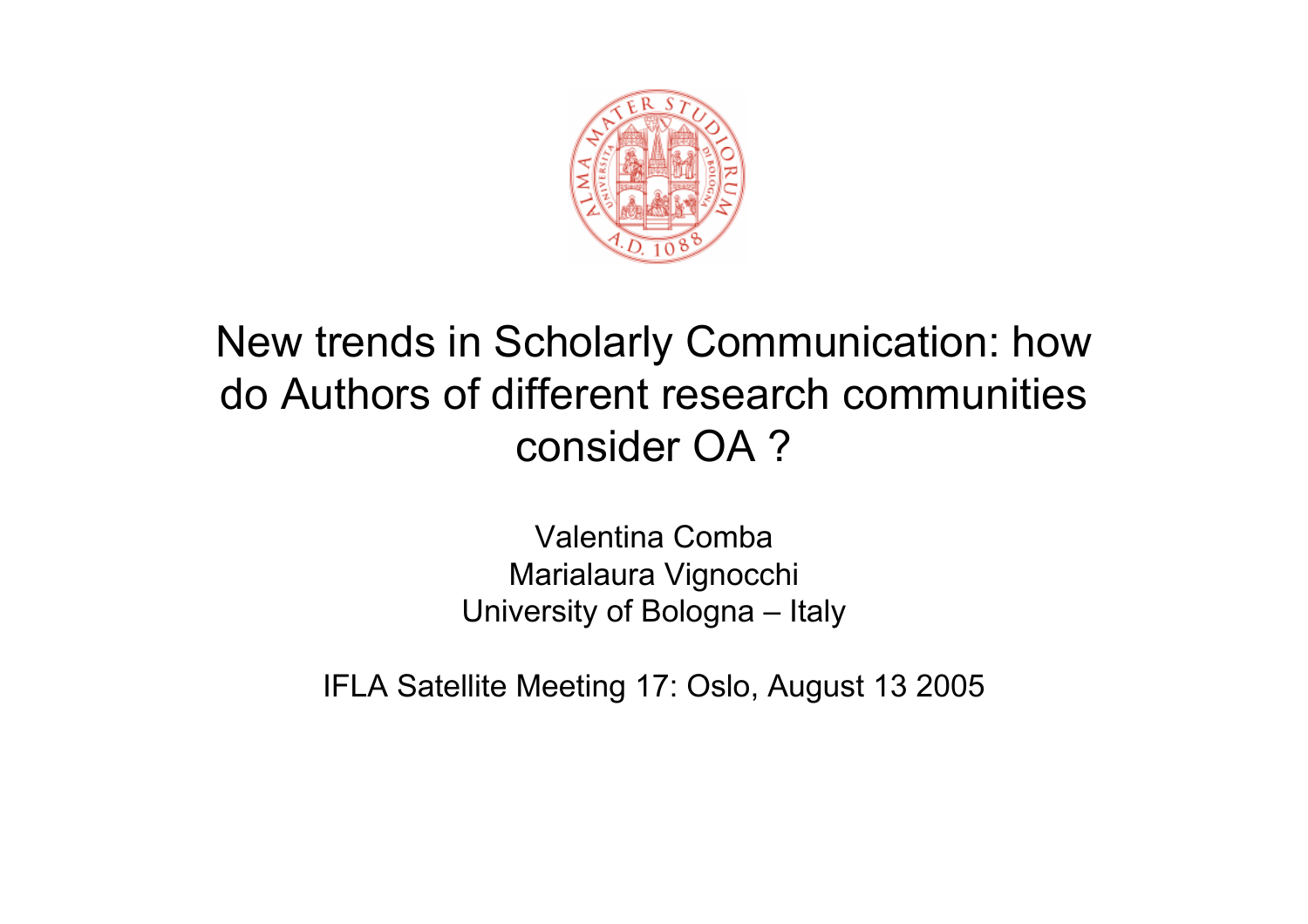# New trends in Scholarly Communication: how do Authors of different research communities consider OA ?

Valentina Comba
Marialaura Vignocchi
University of Bologna – Italy

IFLA Satellite Meeting 17: Oslo, August 13 2005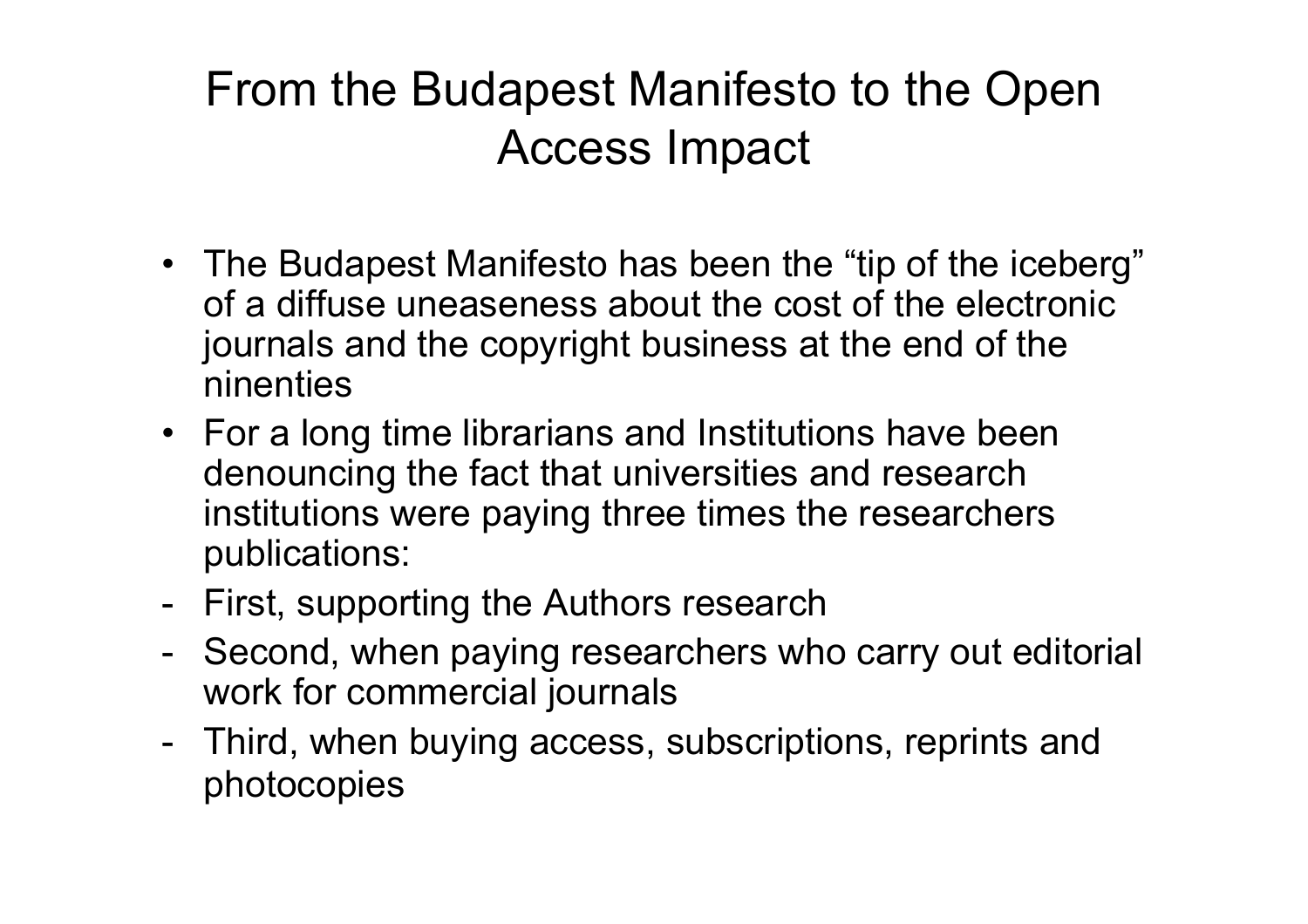# From the Budapest Manifesto to the Open Access Impact

- The Budapest Manifesto has been the “tip of the iceberg” of a diffuse uneaseness about the cost of the electronic journals and the copyright business at the end of the ninenties
- For a long time librarians and Institutions have been denouncing the fact that universities and research institutions were paying three times the researchers publications:

- First, supporting the Authors research
- Second, when paying researchers who carry out editorial work for commercial journals
- Third, when buying access, subscriptions, reprints and photocopies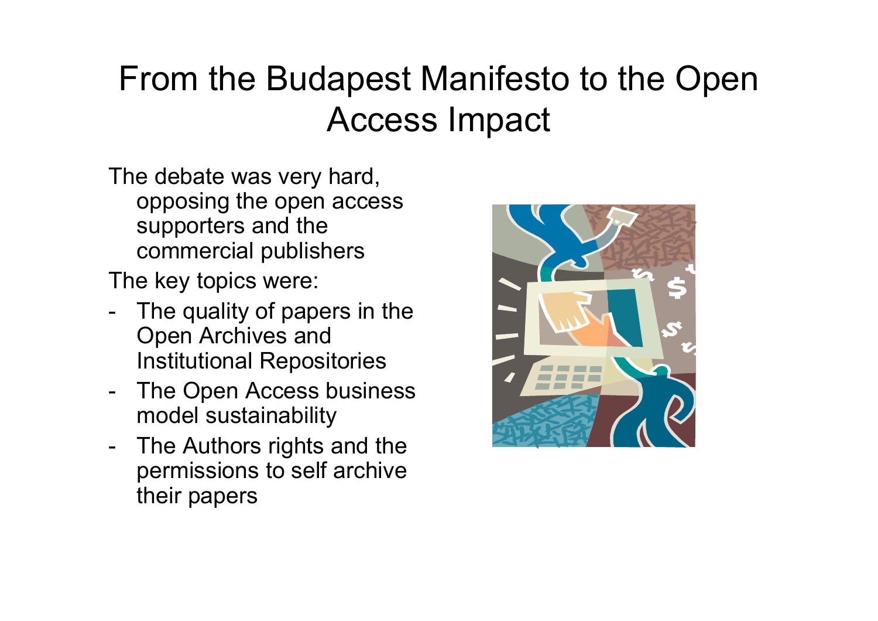# From the Budapest Manifesto to the Open Access Impact

The debate was very hard, opposing the open access supporters and the commercial publishers

The key topics were:

- The quality of papers in the Open Archives and Institutional Repositories
- The Open Access business model sustainability
- The Authors rights and the permissions to self archive their papers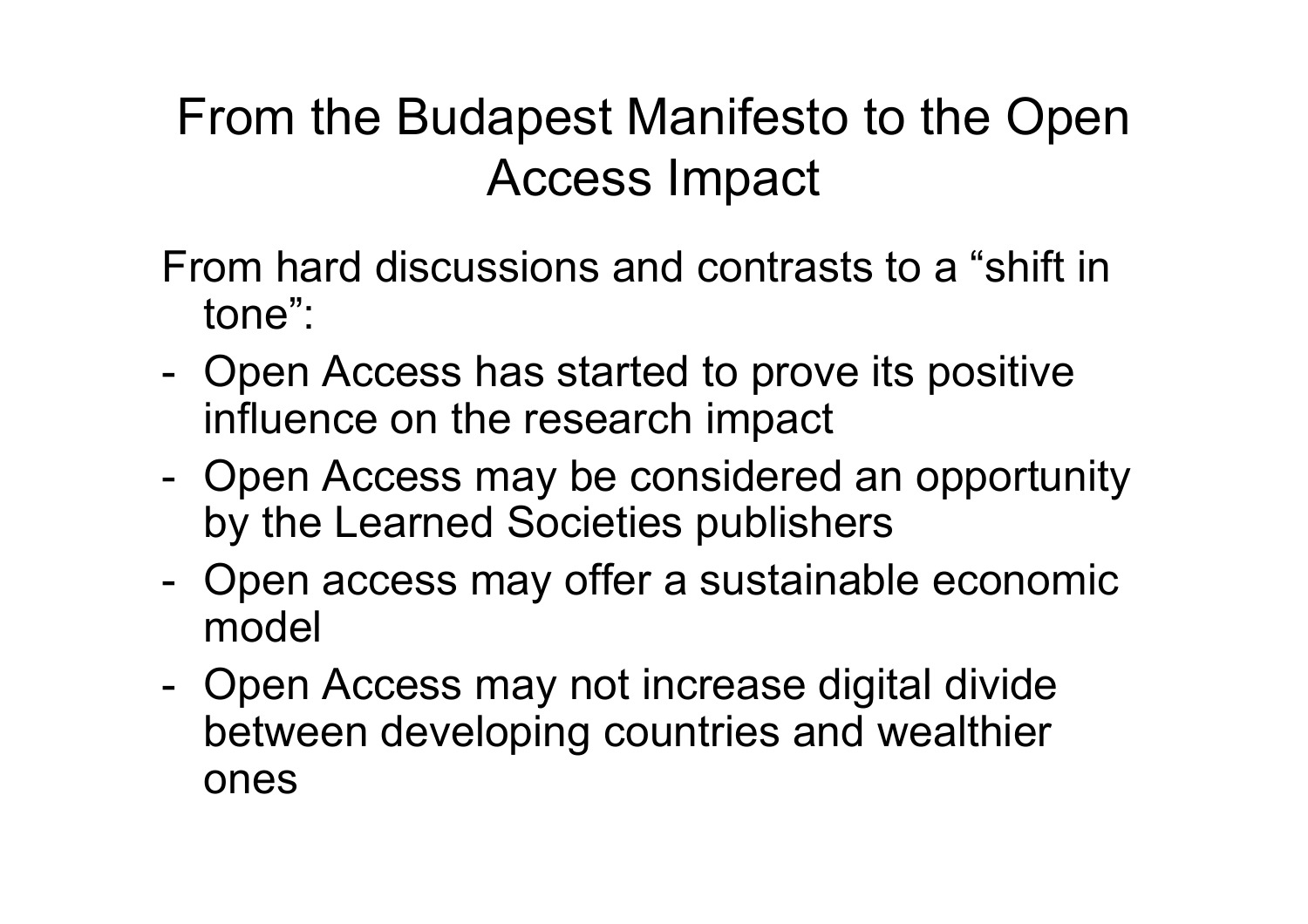# From the Budapest Manifesto to the Open Access Impact

From hard discussions and contrasts to a "shift in tone":

- Open Access has started to prove its positive influence on the research impact
- Open Access may be considered an opportunity by the Learned Societies publishers
- Open access may offer a sustainable economic model
- Open Access may not increase digital divide between developing countries and wealthier ones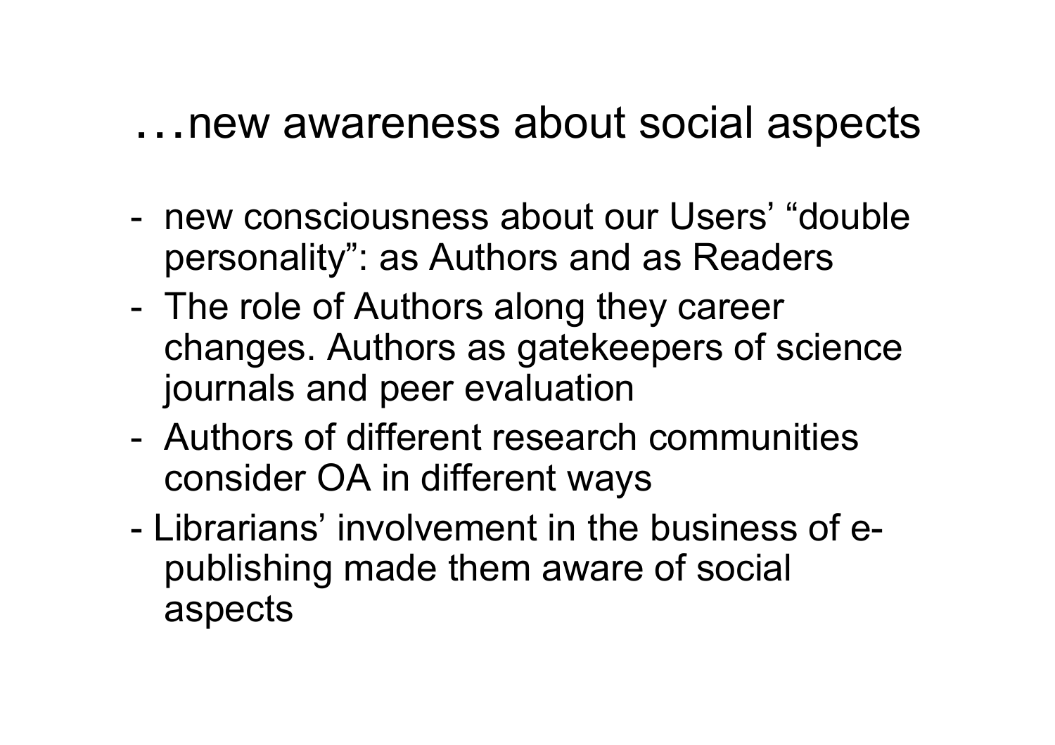# …new awareness about social aspects

- new consciousness about our Users' "double personality": as Authors and as Readers
- The role of Authors along they career changes. Authors as gatekeepers of science journals and peer evaluation
- Authors of different research communities consider OA in different ways
- Librarians' involvement in the business of e-publishing made them aware of social aspects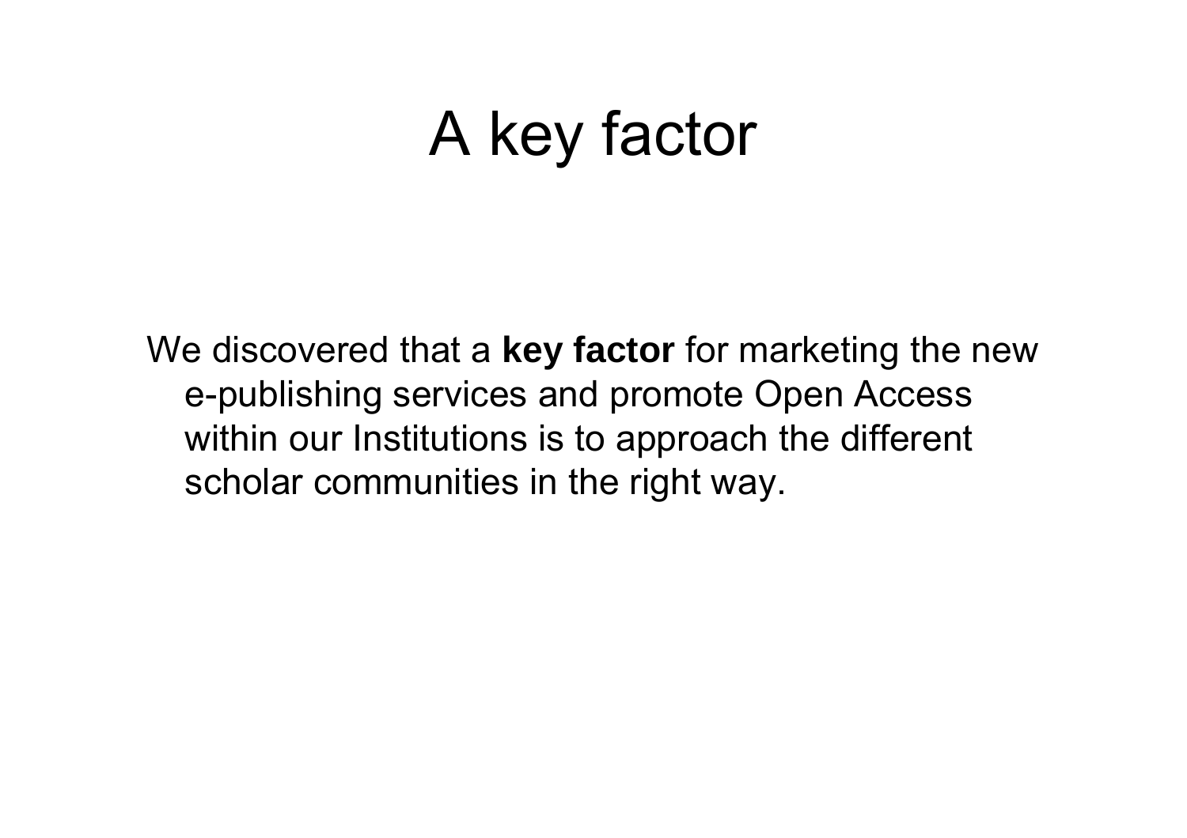# A key factor

We discovered that a **key factor** for marketing the new e-publishing services and promote Open Access within our Institutions is to approach the different scholar communities in the right way.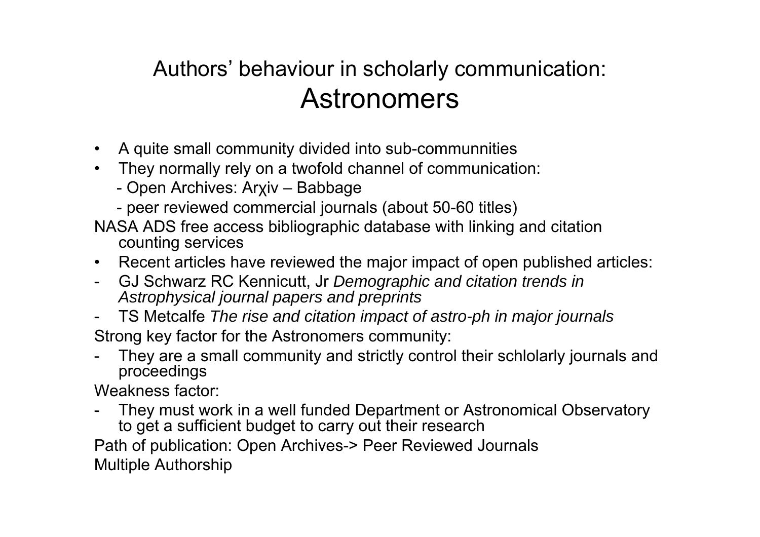# Authors' behaviour in scholarly communication: Astronomers

- A quite small community divided into sub-communnities
- They normally rely on a twofold channel of communication:
  - Open Archives: Arχiv – Babbage
  - peer reviewed commercial journals (about 50-60 titles)

NASA ADS free access bibliographic database with linking and citation counting services

- Recent articles have reviewed the major impact of open published articles:

- GJ Schwarz RC Kennicutt, Jr *Demographic and citation trends in Astrophysical journal papers and preprints*
- TS Metcalfe *The rise and citation impact of astro-ph in major journals*

Strong key factor for the Astronomers community:

- They are a small community and strictly control their schlolarly journals and proceedings

Weakness factor:

- They must work in a well funded Department or Astronomical Observatory to get a sufficient budget to carry out their research

Path of publication: Open Archives-> Peer Reviewed Journals

Multiple Authorship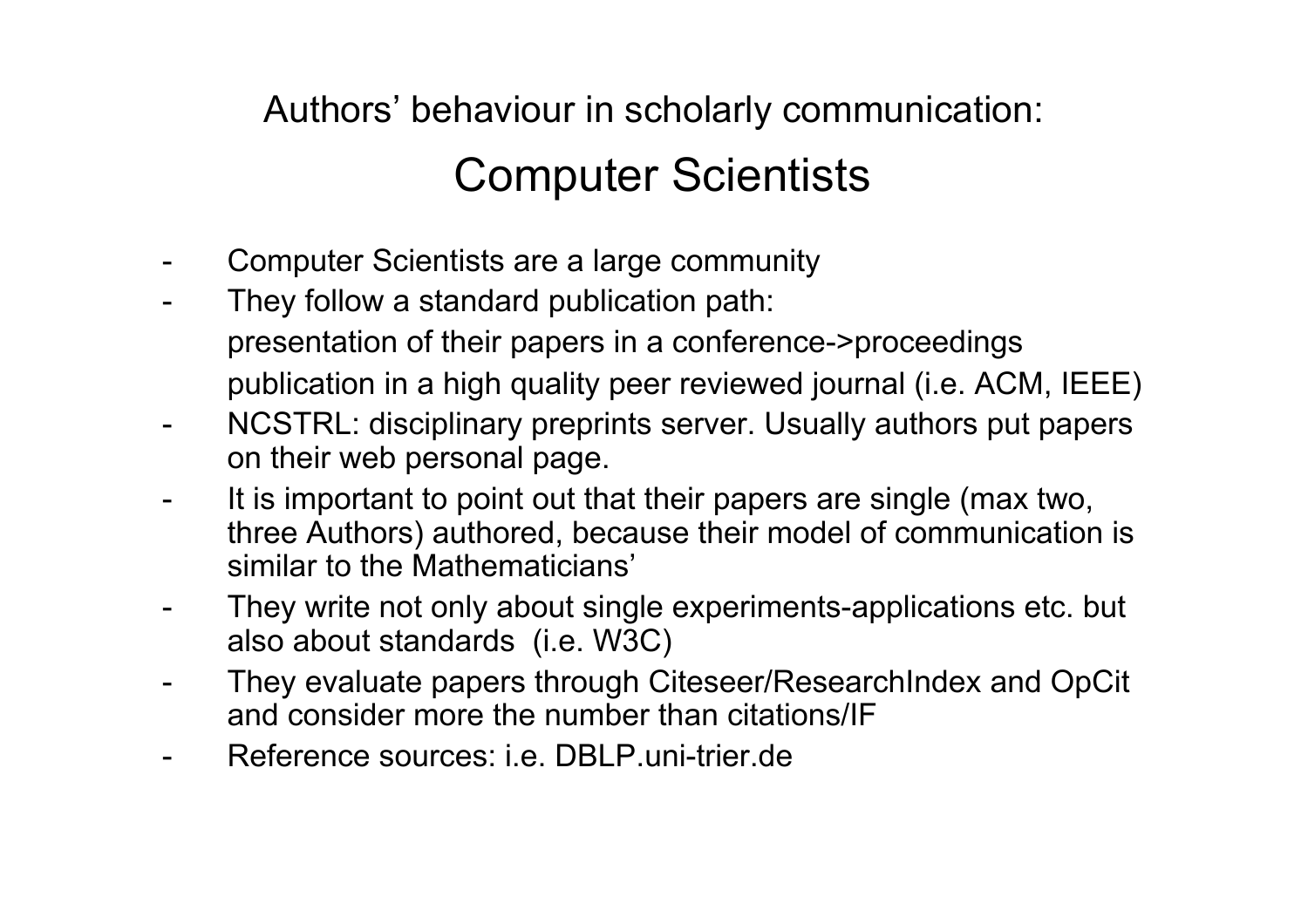Authors' behaviour in scholarly communication:

## Computer Scientists

- Computer Scientists are a large community
- They follow a standard publication path:
  presentation of their papers in a conference->proceedings
  publication in a high quality peer reviewed journal (i.e. ACM, IEEE)
- NCSTRL: disciplinary preprints server. Usually authors put papers on their web personal page.
- It is important to point out that their papers are single (max two, three Authors) authored, because their model of communication is similar to the Mathematicians'
- They write not only about single experiments-applications etc. but also about standards (i.e. W3C)
- They evaluate papers through Citeseer/ResearchIndex and OpCit and consider more the number than citations/IF
- Reference sources: i.e. DBLP.uni-trier.de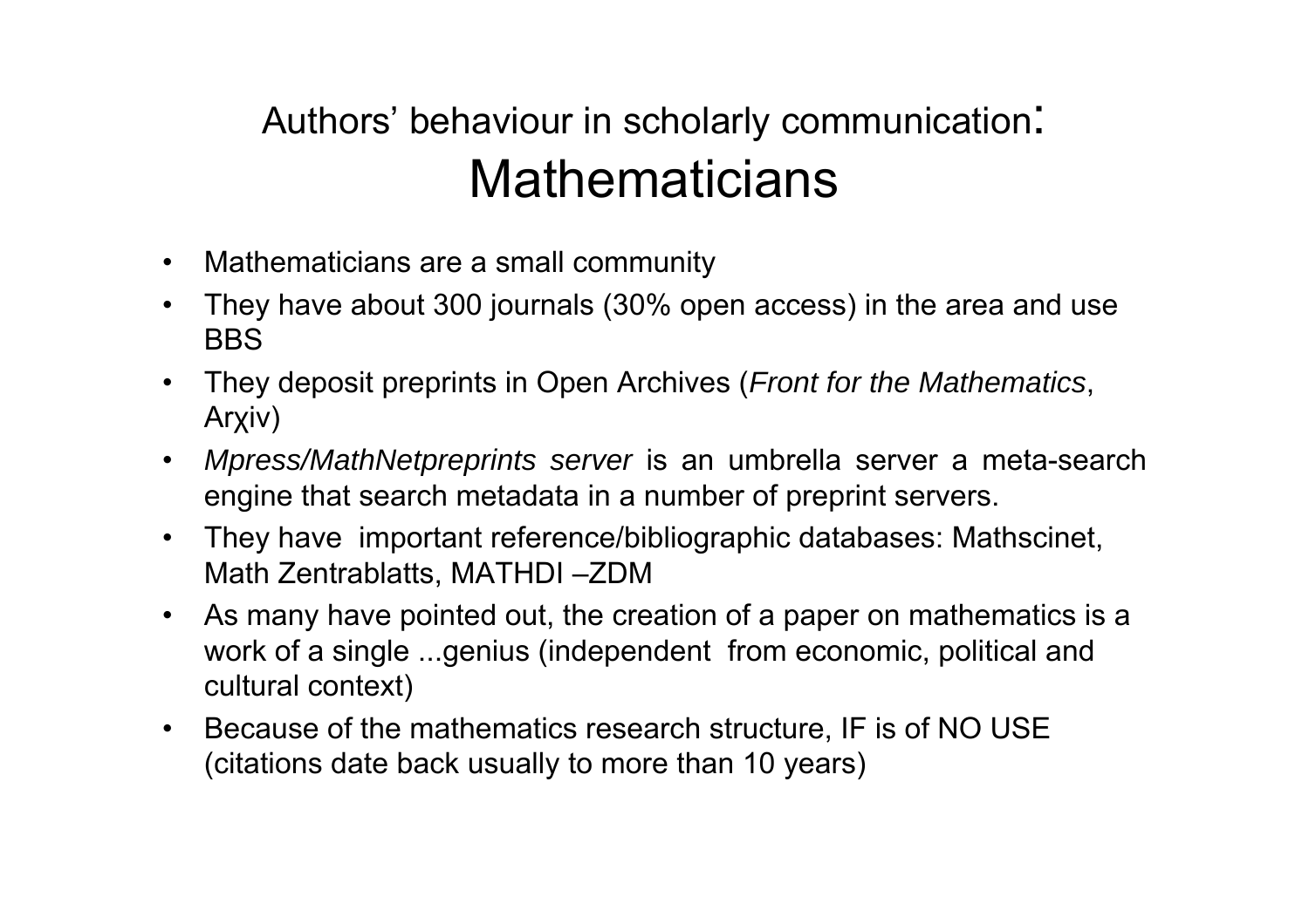# Authors' behaviour in scholarly communication: Mathematicians

- Mathematicians are a small community
- They have about 300 journals (30% open access) in the area and use BBS
- They deposit preprints in Open Archives (*Front for the Mathematics*, Arχiv)
- *Mpress/MathNetpreprints server* is an umbrella server a meta-search engine that search metadata in a number of preprint servers.
- They have important reference/bibliographic databases: Mathscinet, Math Zentrablatts, MATHDI –ZDM
- As many have pointed out, the creation of a paper on mathematics is a work of a single ...genius (independent from economic, political and cultural context)
- Because of the mathematics research structure, IF is of NO USE (citations date back usually to more than 10 years)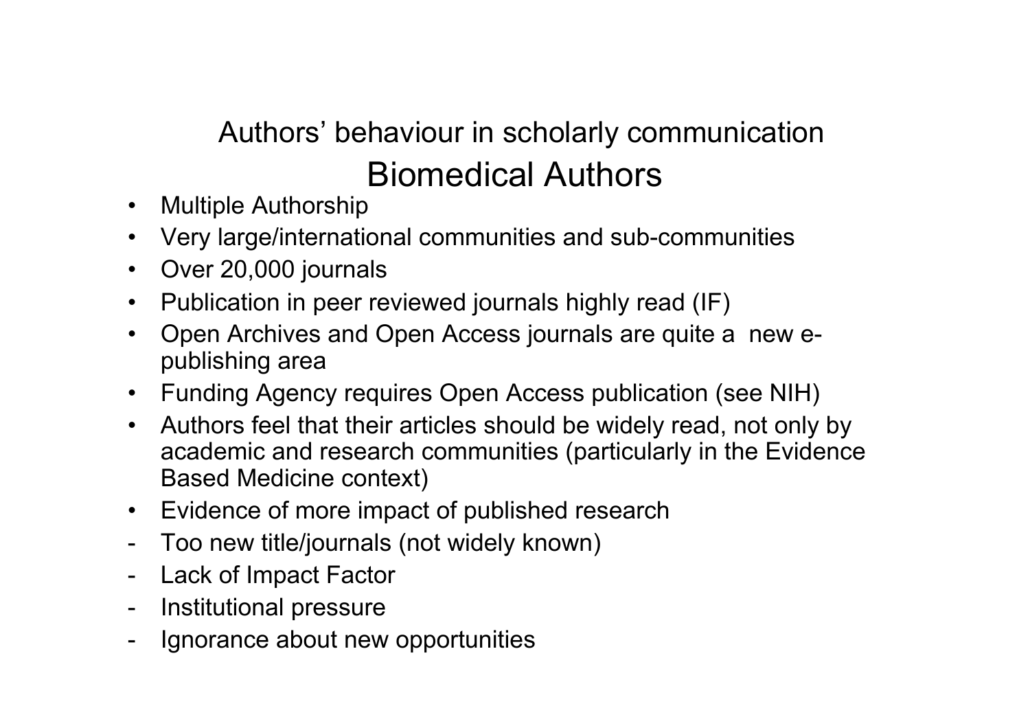## Authors' behaviour in scholarly communication

# Biomedical Authors

- Multiple Authorship
- Very large/international communities and sub-communities
- Over 20,000 journals
- Publication in peer reviewed journals highly read (IF)
- Open Archives and Open Access journals are quite a new e-publishing area
- Funding Agency requires Open Access publication (see NIH)
- Authors feel that their articles should be widely read, not only by academic and research communities (particularly in the Evidence Based Medicine context)
- Evidence of more impact of published research

- Too new title/journals (not widely known)
- Lack of Impact Factor
- Institutional pressure
- Ignorance about new opportunities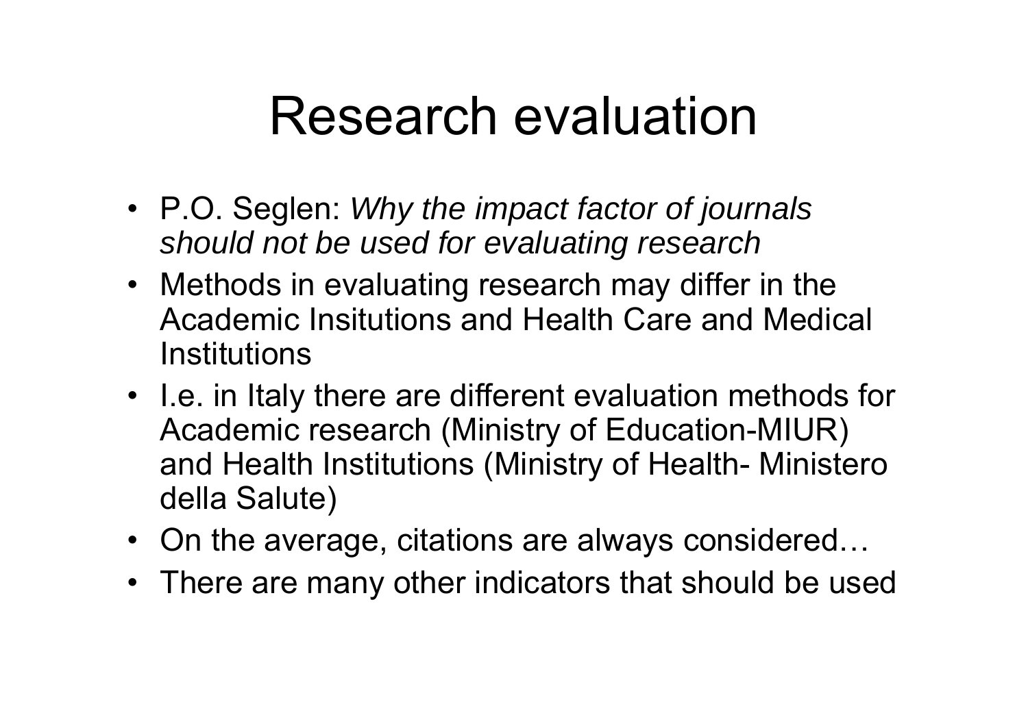# Research evaluation

- P.O. Seglen: *Why the impact factor of journals should not be used for evaluating research*
- Methods in evaluating research may differ in the Academic Insitutions and Health Care and Medical Institutions
- I.e. in Italy there are different evaluation methods for Academic research (Ministry of Education-MIUR) and Health Institutions (Ministry of Health- Ministero della Salute)
- On the average, citations are always considered…
- There are many other indicators that should be used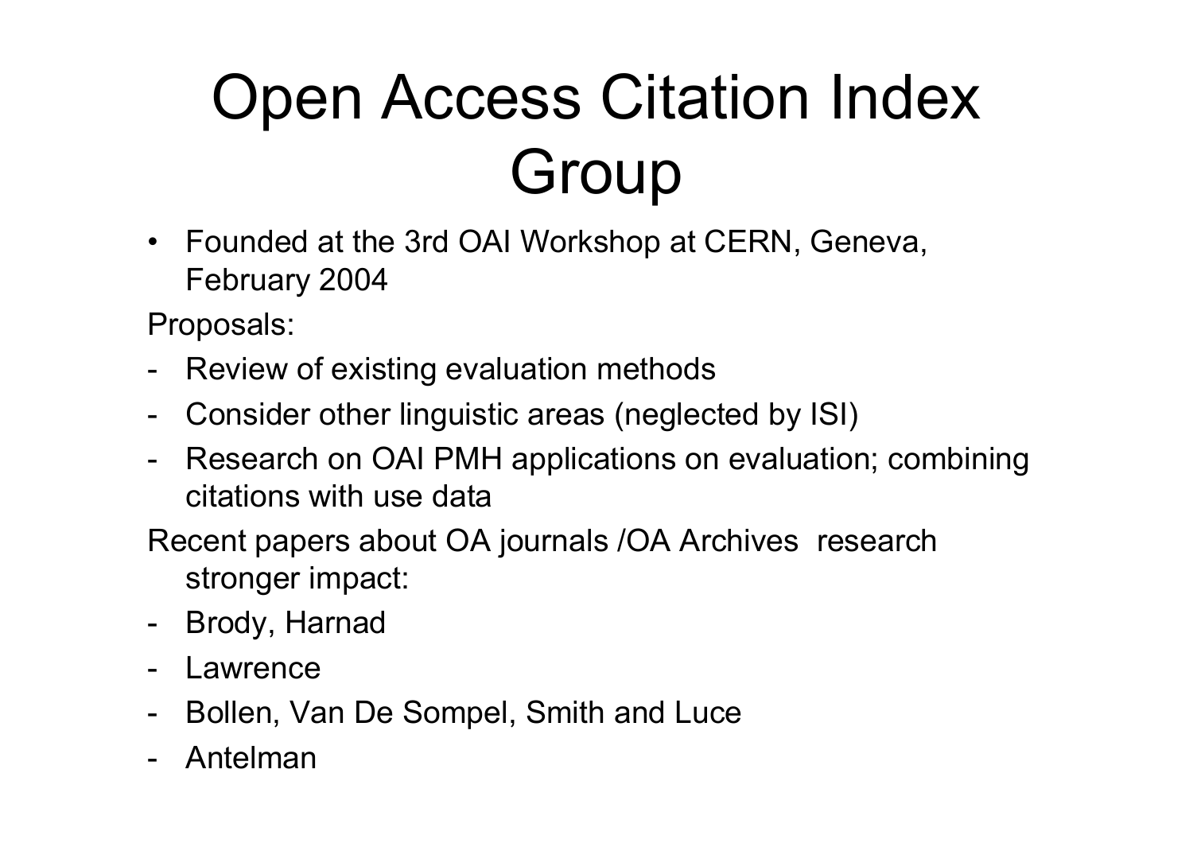# Open Access Citation Index Group

- Founded at the 3rd OAI Workshop at CERN, Geneva, February 2004

Proposals:

- Review of existing evaluation methods
- Consider other linguistic areas (neglected by ISI)
- Research on OAI PMH applications on evaluation; combining citations with use data

Recent papers about OA journals /OA Archives research stronger impact:

- Brody, Harnad
- Lawrence
- Bollen, Van De Sompel, Smith and Luce
- Antelman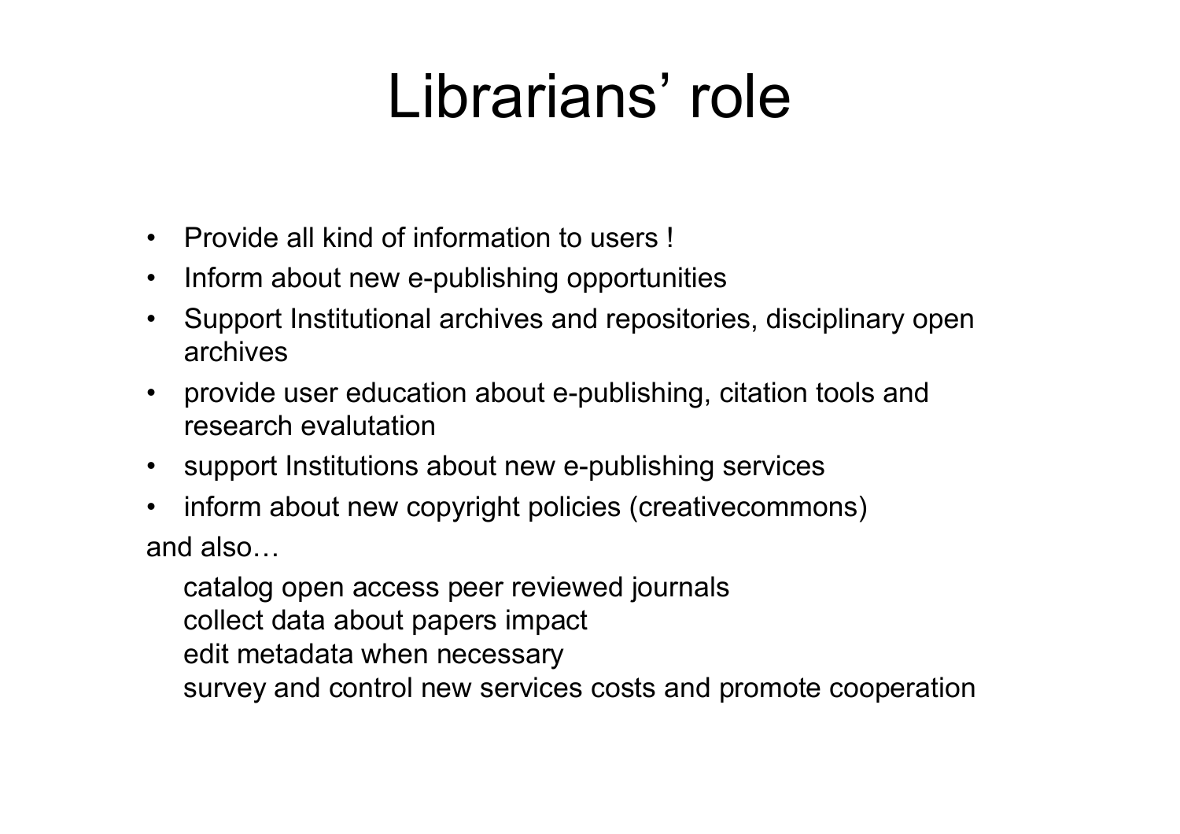# Librarians' role

- Provide all kind of information to users !
- Inform about new e-publishing opportunities
- Support Institutional archives and repositories, disciplinary open archives
- provide user education about e-publishing, citation tools and research evalutation
- support Institutions about new e-publishing services
- inform about new copyright policies (creativecommons)

and also…

catalog open access peer reviewed journals
collect data about papers impact
edit metadata when necessary
survey and control new services costs and promote cooperation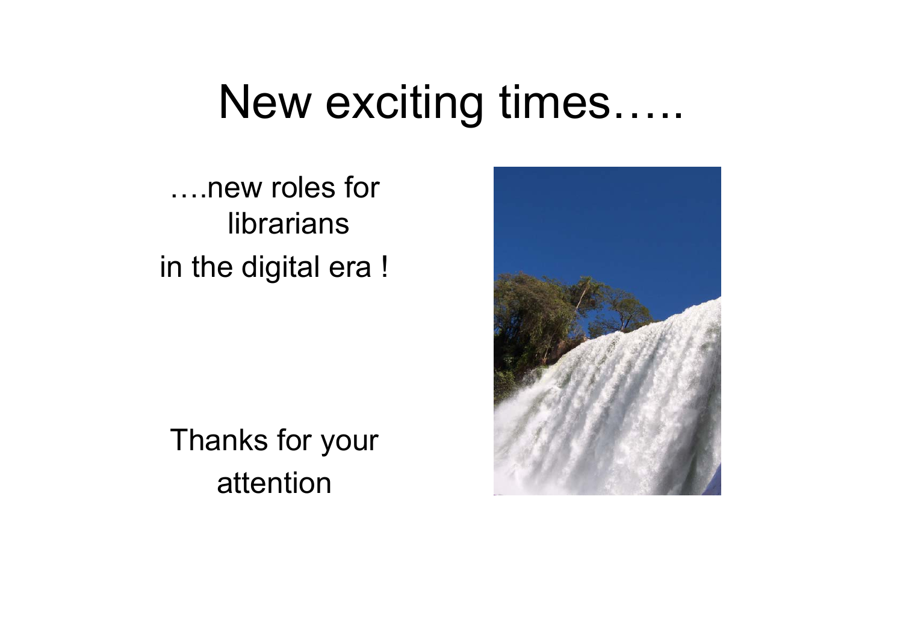# New exciting times…..

….new roles for librarians
in the digital era !

Thanks for your attention